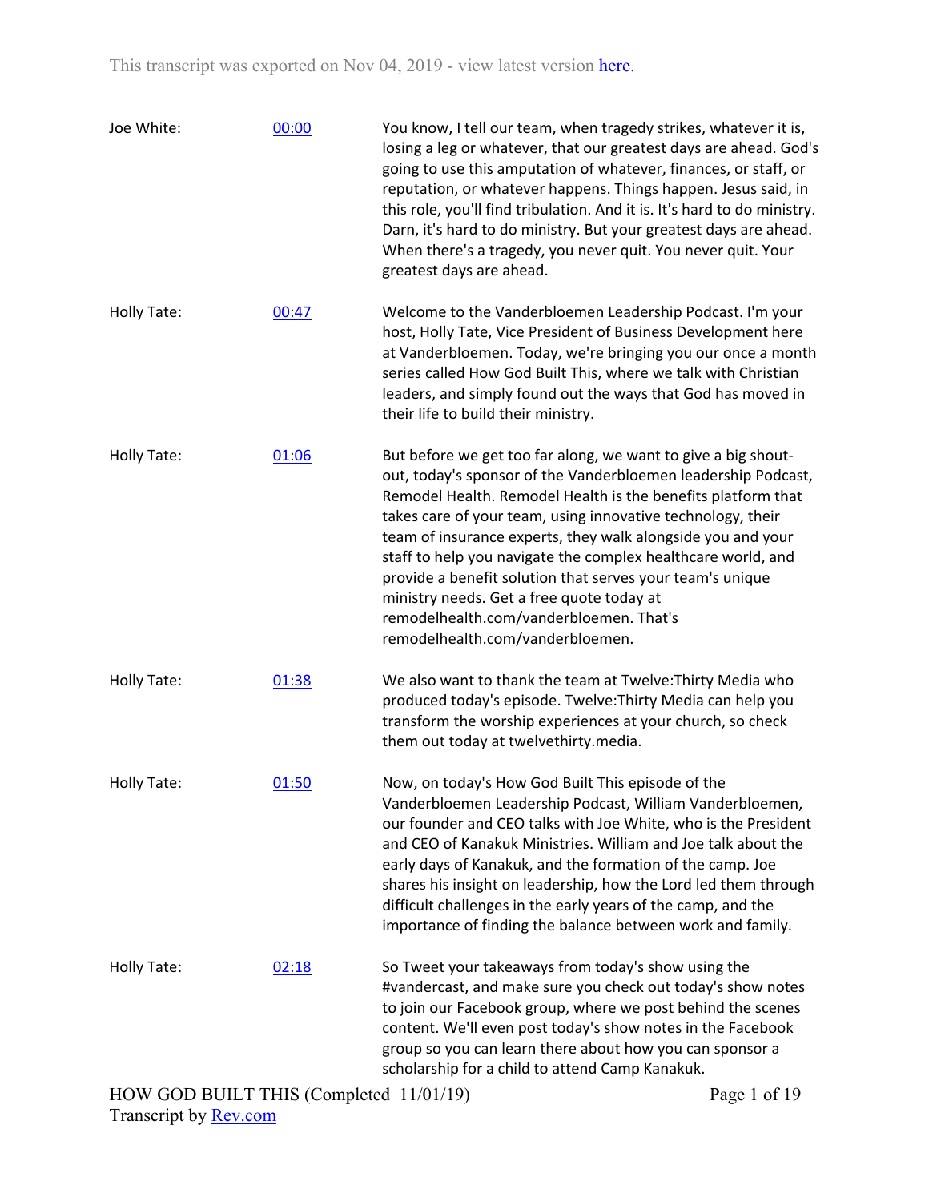This transcript was exported on Nov 04, 2019 - view latest version [here.](#)

| | | |
|---|---|---|
| Joe White: | [00:00](#) | You know, I tell our team, when tragedy strikes, whatever it is, losing a leg or whatever, that our greatest days are ahead. God's going to use this amputation of whatever, finances, or staff, or reputation, or whatever happens. Things happen. Jesus said, in this role, you'll find tribulation. And it is. It's hard to do ministry. Darn, it's hard to do ministry. But your greatest days are ahead. When there's a tragedy, you never quit. You never quit. Your greatest days are ahead. |
| Holly Tate: | [00:47](#) | Welcome to the Vanderbloemen Leadership Podcast. I'm your host, Holly Tate, Vice President of Business Development here at Vanderbloemen. Today, we're bringing you our once a month series called How God Built This, where we talk with Christian leaders, and simply found out the ways that God has moved in their life to build their ministry. |
| Holly Tate: | [01:06](#) | But before we get too far along, we want to give a big shout-out, today's sponsor of the Vanderbloemen leadership Podcast, Remodel Health. Remodel Health is the benefits platform that takes care of your team, using innovative technology, their team of insurance experts, they walk alongside you and your staff to help you navigate the complex healthcare world, and provide a benefit solution that serves your team's unique ministry needs. Get a free quote today at remodelhealth.com/vanderbloemen. That's remodelhealth.com/vanderbloemen. |
| Holly Tate: | [01:38](#) | We also want to thank the team at Twelve:Thirty Media who produced today's episode. Twelve:Thirty Media can help you transform the worship experiences at your church, so check them out today at twelvethirty.media. |
| Holly Tate: | [01:50](#) | Now, on today's How God Built This episode of the Vanderbloemen Leadership Podcast, William Vanderbloemen, our founder and CEO talks with Joe White, who is the President and CEO of Kanakuk Ministries. William and Joe talk about the early days of Kanakuk, and the formation of the camp. Joe shares his insight on leadership, how the Lord led them through difficult challenges in the early years of the camp, and the importance of finding the balance between work and family. |
| Holly Tate: | [02:18](#) | So Tweet your takeaways from today's show using the #vandercast, and make sure you check out today's show notes to join our Facebook group, where we post behind the scenes content. We'll even post today's show notes in the Facebook group so you can learn there about how you can sponsor a scholarship for a child to attend Camp Kanakuk. |

HOW GOD BUILT THIS (Completed 11/01/19)
Transcript by [Rev.com](#)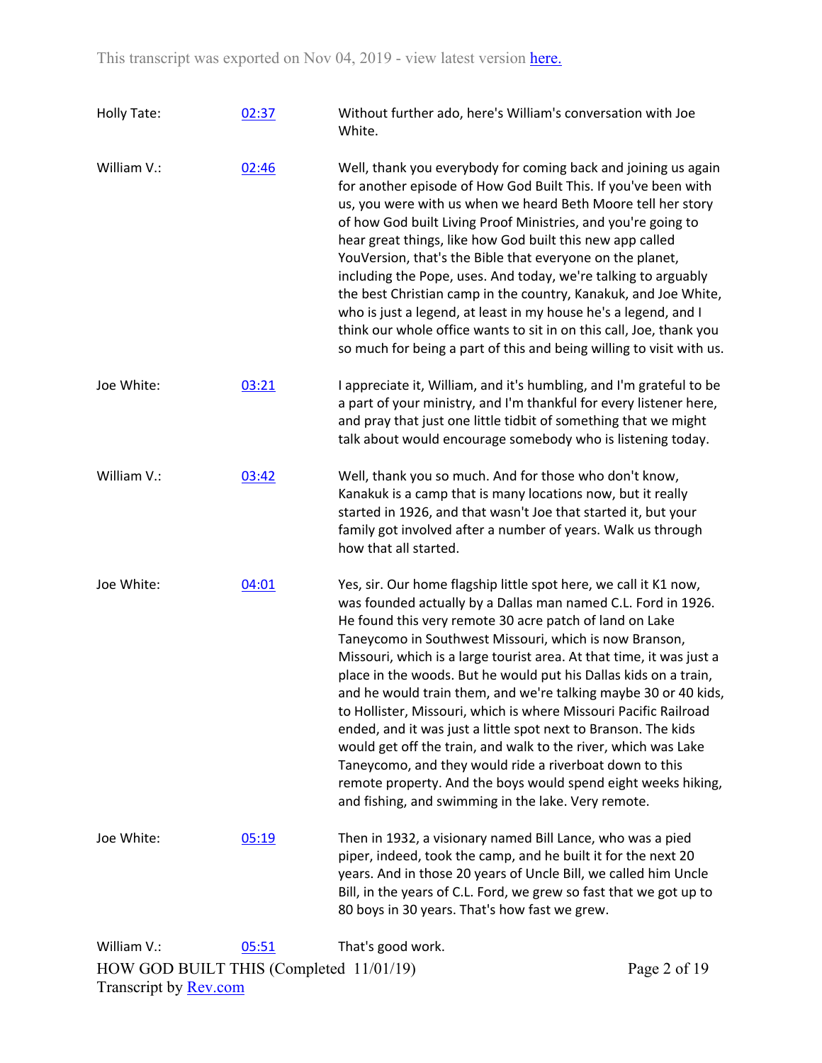This transcript was exported on Nov 04, 2019 - view latest version [here.](#)

| | | |
|---|---|---|
| Holly Tate: | [02:37](#) | Without further ado, here's William's conversation with Joe White. |
| William V.: | [02:46](#) | Well, thank you everybody for coming back and joining us again for another episode of How God Built This. If you've been with us, you were with us when we heard Beth Moore tell her story of how God built Living Proof Ministries, and you're going to hear great things, like how God built this new app called YouVersion, that's the Bible that everyone on the planet, including the Pope, uses. And today, we're talking to arguably the best Christian camp in the country, Kanakuk, and Joe White, who is just a legend, at least in my house he's a legend, and I think our whole office wants to sit in on this call, Joe, thank you so much for being a part of this and being willing to visit with us. |
| Joe White: | [03:21](#) | I appreciate it, William, and it's humbling, and I'm grateful to be a part of your ministry, and I'm thankful for every listener here, and pray that just one little tidbit of something that we might talk about would encourage somebody who is listening today. |
| William V.: | [03:42](#) | Well, thank you so much. And for those who don't know, Kanakuk is a camp that is many locations now, but it really started in 1926, and that wasn't Joe that started it, but your family got involved after a number of years. Walk us through how that all started. |
| Joe White: | [04:01](#) | Yes, sir. Our home flagship little spot here, we call it K1 now, was founded actually by a Dallas man named C.L. Ford in 1926. He found this very remote 30 acre patch of land on Lake Taneycomo in Southwest Missouri, which is now Branson, Missouri, which is a large tourist area. At that time, it was just a place in the woods. But he would put his Dallas kids on a train, and he would train them, and we're talking maybe 30 or 40 kids, to Hollister, Missouri, which is where Missouri Pacific Railroad ended, and it was just a little spot next to Branson. The kids would get off the train, and walk to the river, which was Lake Taneycomo, and they would ride a riverboat down to this remote property. And the boys would spend eight weeks hiking, and fishing, and swimming in the lake. Very remote. |
| Joe White: | [05:19](#) | Then in 1932, a visionary named Bill Lance, who was a pied piper, indeed, took the camp, and he built it for the next 20 years. And in those 20 years of Uncle Bill, we called him Uncle Bill, in the years of C.L. Ford, we grew so fast that we got up to 80 boys in 30 years. That's how fast we grew. |
| William V.: | [05:51](#) | That's good work. |

HOW GOD BUILT THIS (Completed 11/01/19)
Transcript by [Rev.com](#)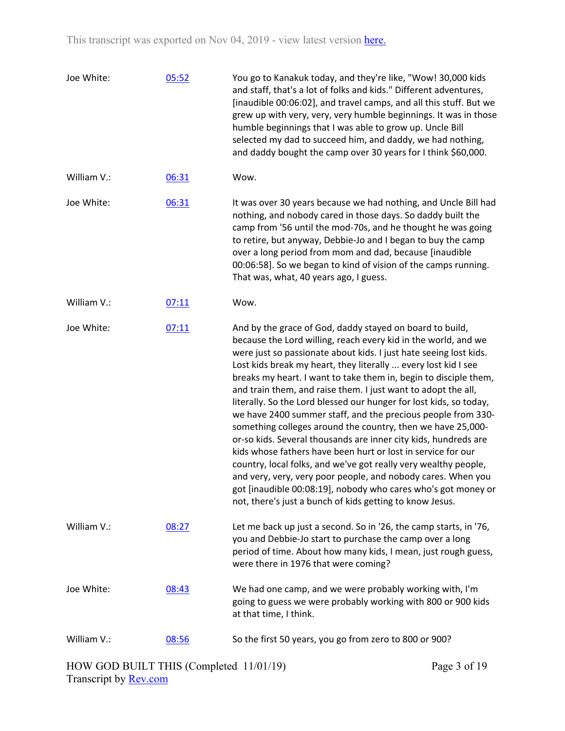| | | |
|---|---|---|
| Joe White: | 05:52 | You go to Kanakuk today, and they're like, "Wow! 30,000 kids and staff, that's a lot of folks and kids." Different adventures, [inaudible 00:06:02], and travel camps, and all this stuff. But we grew up with very, very, very humble beginnings. It was in those humble beginnings that I was able to grow up. Uncle Bill selected my dad to succeed him, and daddy, we had nothing, and daddy bought the camp over 30 years for I think $60,000. |
| William V.: | 06:31 | Wow. |
| Joe White: | 06:31 | It was over 30 years because we had nothing, and Uncle Bill had nothing, and nobody cared in those days. So daddy built the camp from '56 until the mod-70s, and he thought he was going to retire, but anyway, Debbie-Jo and I began to buy the camp over a long period from mom and dad, because [inaudible 00:06:58]. So we began to kind of vision of the camps running. That was, what, 40 years ago, I guess. |
| William V.: | 07:11 | Wow. |
| Joe White: | 07:11 | And by the grace of God, daddy stayed on board to build, because the Lord willing, reach every kid in the world, and we were just so passionate about kids. I just hate seeing lost kids. Lost kids break my heart, they literally ... every lost kid I see breaks my heart. I want to take them in, begin to disciple them, and train them, and raise them. I just want to adopt the all, literally. So the Lord blessed our hunger for lost kids, so today, we have 2400 summer staff, and the precious people from 330-something colleges around the country, then we have 25,000-or-so kids. Several thousands are inner city kids, hundreds are kids whose fathers have been hurt or lost in service for our country, local folks, and we've got really very wealthy people, and very, very, very poor people, and nobody cares. When you got [inaudible 00:08:19], nobody who cares who's got money or not, there's just a bunch of kids getting to know Jesus. |
| William V.: | 08:27 | Let me back up just a second. So in '26, the camp starts, in '76, you and Debbie-Jo start to purchase the camp over a long period of time. About how many kids, I mean, just rough guess, were there in 1976 that were coming? |
| Joe White: | 08:43 | We had one camp, and we were probably working with, I'm going to guess we were probably working with 800 or 900 kids at that time, I think. |
| William V.: | 08:56 | So the first 50 years, you go from zero to 800 or 900? |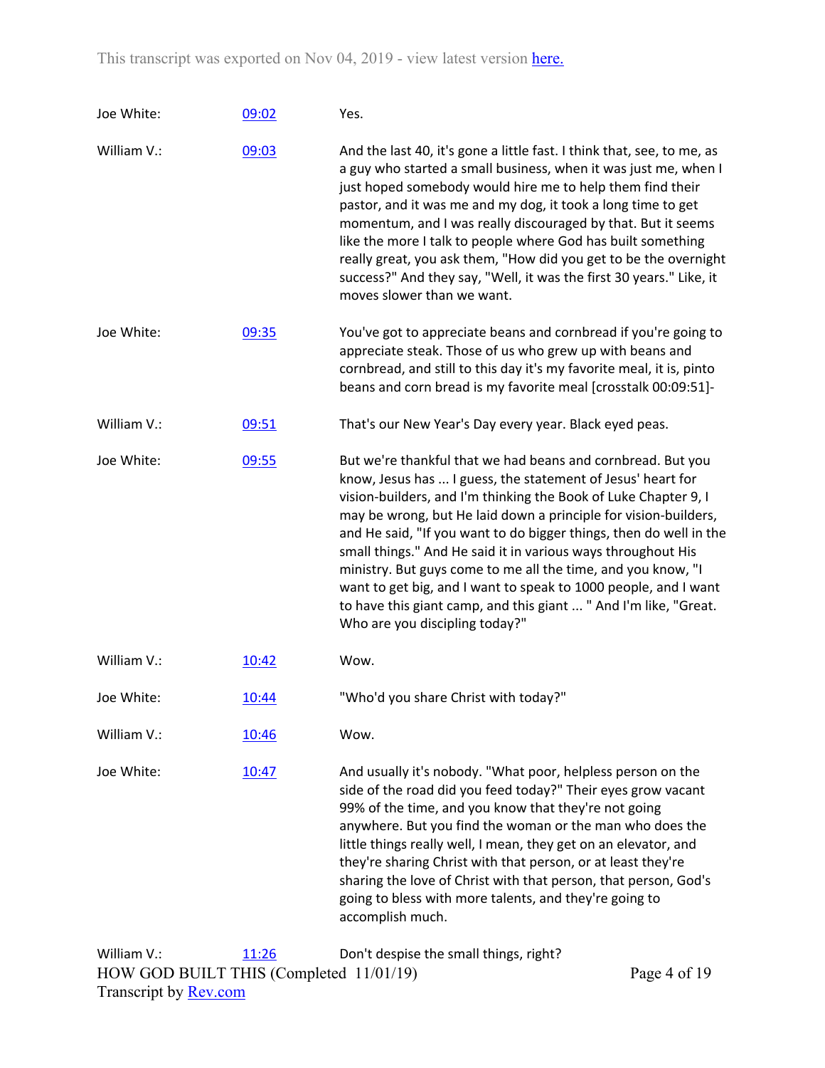| | | |
|---|---|---|
| Joe White: | [09:02]() | Yes. |
| William V.: | [09:03]() | And the last 40, it's gone a little fast. I think that, see, to me, as a guy who started a small business, when it was just me, when I just hoped somebody would hire me to help them find their pastor, and it was me and my dog, it took a long time to get momentum, and I was really discouraged by that. But it seems like the more I talk to people where God has built something really great, you ask them, "How did you get to be the overnight success?" And they say, "Well, it was the first 30 years." Like, it moves slower than we want. |
| Joe White: | [09:35]() | You've got to appreciate beans and cornbread if you're going to appreciate steak. Those of us who grew up with beans and cornbread, and still to this day it's my favorite meal, it is, pinto beans and corn bread is my favorite meal [crosstalk 00:09:51]- |
| William V.: | [09:51]() | That's our New Year's Day every year. Black eyed peas. |
| Joe White: | [09:55]() | But we're thankful that we had beans and cornbread. But you know, Jesus has ... I guess, the statement of Jesus' heart for vision-builders, and I'm thinking the Book of Luke Chapter 9, I may be wrong, but He laid down a principle for vision-builders, and He said, "If you want to do bigger things, then do well in the small things." And He said it in various ways throughout His ministry. But guys come to me all the time, and you know, "I want to get big, and I want to speak to 1000 people, and I want to have this giant camp, and this giant ... " And I'm like, "Great. Who are you discipling today?" |
| William V.: | [10:42]() | Wow. |
| Joe White: | [10:44]() | "Who'd you share Christ with today?" |
| William V.: | [10:46]() | Wow. |
| Joe White: | [10:47]() | And usually it's nobody. "What poor, helpless person on the side of the road did you feed today?" Their eyes grow vacant 99% of the time, and you know that they're not going anywhere. But you find the woman or the man who does the little things really well, I mean, they get on an elevator, and they're sharing Christ with that person, or at least they're sharing the love of Christ with that person, that person, God's going to bless with more talents, and they're going to accomplish much. |
| William V.: | [11:26]() | Don't despise the small things, right? |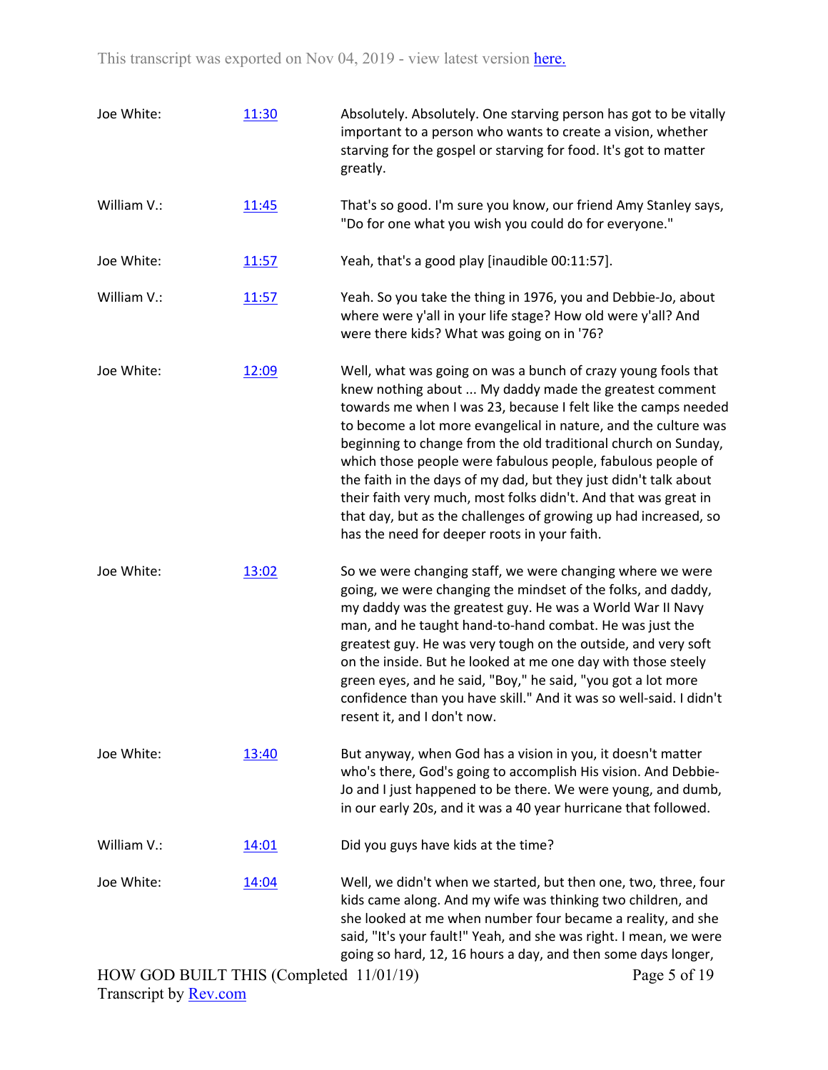| | | |
|---|---|---|
| Joe White: | [11:30]() | Absolutely. Absolutely. One starving person has got to be vitally important to a person who wants to create a vision, whether starving for the gospel or starving for food. It's got to matter greatly. |
| William V.: | [11:45]() | That's so good. I'm sure you know, our friend Amy Stanley says, "Do for one what you wish you could do for everyone." |
| Joe White: | [11:57]() | Yeah, that's a good play [inaudible 00:11:57]. |
| William V.: | [11:57]() | Yeah. So you take the thing in 1976, you and Debbie-Jo, about where were y'all in your life stage? How old were y'all? And were there kids? What was going on in '76? |
| Joe White: | [12:09]() | Well, what was going on was a bunch of crazy young fools that knew nothing about ... My daddy made the greatest comment towards me when I was 23, because I felt like the camps needed to become a lot more evangelical in nature, and the culture was beginning to change from the old traditional church on Sunday, which those people were fabulous people, fabulous people of the faith in the days of my dad, but they just didn't talk about their faith very much, most folks didn't. And that was great in that day, but as the challenges of growing up had increased, so has the need for deeper roots in your faith. |
| Joe White: | [13:02]() | So we were changing staff, we were changing where we were going, we were changing the mindset of the folks, and daddy, my daddy was the greatest guy. He was a World War II Navy man, and he taught hand-to-hand combat. He was just the greatest guy. He was very tough on the outside, and very soft on the inside. But he looked at me one day with those steely green eyes, and he said, "Boy," he said, "you got a lot more confidence than you have skill." And it was so well-said. I didn't resent it, and I don't now. |
| Joe White: | [13:40]() | But anyway, when God has a vision in you, it doesn't matter who's there, God's going to accomplish His vision. And Debbie-Jo and I just happened to be there. We were young, and dumb, in our early 20s, and it was a 40 year hurricane that followed. |
| William V.: | [14:01]() | Did you guys have kids at the time? |
| Joe White: | [14:04]() | Well, we didn't when we started, but then one, two, three, four kids came along. And my wife was thinking two children, and she looked at me when number four became a reality, and she said, "It's your fault!" Yeah, and she was right. I mean, we were going so hard, 12, 16 hours a day, and then some days longer, |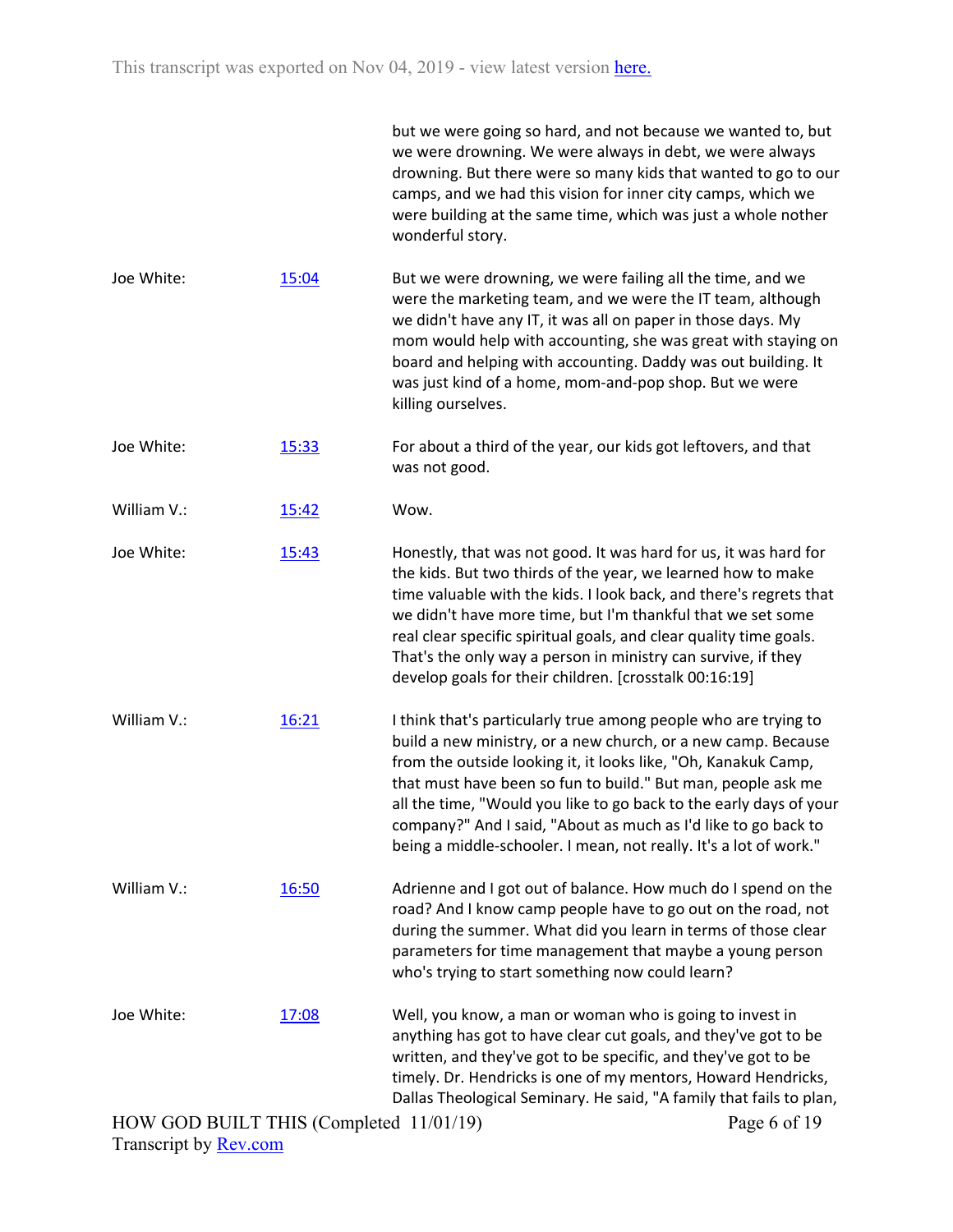but we were going so hard, and not because we wanted to, but we were drowning. We were always in debt, we were always drowning. But there were so many kids that wanted to go to our camps, and we had this vision for inner city camps, which we were building at the same time, which was just a whole nother wonderful story.

| | | |
|---|---|---|
| Joe White: | [15:04](#) | But we were drowning, we were failing all the time, and we were the marketing team, and we were the IT team, although we didn't have any IT, it was all on paper in those days. My mom would help with accounting, she was great with staying on board and helping with accounting. Daddy was out building. It was just kind of a home, mom-and-pop shop. But we were killing ourselves. |
| Joe White: | [15:33](#) | For about a third of the year, our kids got leftovers, and that was not good. |
| William V.: | [15:42](#) | Wow. |
| Joe White: | [15:43](#) | Honestly, that was not good. It was hard for us, it was hard for the kids. But two thirds of the year, we learned how to make time valuable with the kids. I look back, and there's regrets that we didn't have more time, but I'm thankful that we set some real clear specific spiritual goals, and clear quality time goals. That's the only way a person in ministry can survive, if they develop goals for their children. [crosstalk 00:16:19] |
| William V.: | [16:21](#) | I think that's particularly true among people who are trying to build a new ministry, or a new church, or a new camp. Because from the outside looking it, it looks like, "Oh, Kanakuk Camp, that must have been so fun to build." But man, people ask me all the time, "Would you like to go back to the early days of your company?" And I said, "About as much as I'd like to go back to being a middle-schooler. I mean, not really. It's a lot of work." |
| William V.: | [16:50](#) | Adrienne and I got out of balance. How much do I spend on the road? And I know camp people have to go out on the road, not during the summer. What did you learn in terms of those clear parameters for time management that maybe a young person who's trying to start something now could learn? |
| Joe White: | [17:08](#) | Well, you know, a man or woman who is going to invest in anything has got to have clear cut goals, and they've got to be written, and they've got to be specific, and they've got to be timely. Dr. Hendricks is one of my mentors, Howard Hendricks, Dallas Theological Seminary. He said, "A family that fails to plan, |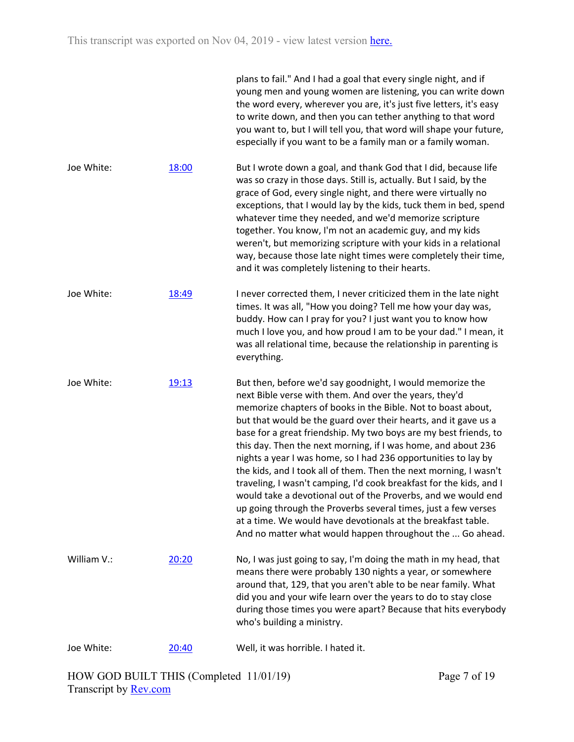plans to fail." And I had a goal that every single night, and if young men and young women are listening, you can write down the word every, wherever you are, it's just five letters, it's easy to write down, and then you can tether anything to that word you want to, but I will tell you, that word will shape your future, especially if you want to be a family man or a family woman.

| | | |
|---|---|---|
| Joe White: | [18:00](#) | But I wrote down a goal, and thank God that I did, because life was so crazy in those days. Still is, actually. But I said, by the grace of God, every single night, and there were virtually no exceptions, that I would lay by the kids, tuck them in bed, spend whatever time they needed, and we'd memorize scripture together. You know, I'm not an academic guy, and my kids weren't, but memorizing scripture with your kids in a relational way, because those late night times were completely their time, and it was completely listening to their hearts. |
| Joe White: | [18:49](#) | I never corrected them, I never criticized them in the late night times. It was all, "How you doing? Tell me how your day was, buddy. How can I pray for you? I just want you to know how much I love you, and how proud I am to be your dad." I mean, it was all relational time, because the relationship in parenting is everything. |
| Joe White: | [19:13](#) | But then, before we'd say goodnight, I would memorize the next Bible verse with them. And over the years, they'd memorize chapters of books in the Bible. Not to boast about, but that would be the guard over their hearts, and it gave us a base for a great friendship. My two boys are my best friends, to this day. Then the next morning, if I was home, and about 236 nights a year I was home, so I had 236 opportunities to lay by the kids, and I took all of them. Then the next morning, I wasn't traveling, I wasn't camping, I'd cook breakfast for the kids, and I would take a devotional out of the Proverbs, and we would end up going through the Proverbs several times, just a few verses at a time. We would have devotionals at the breakfast table. And no matter what would happen throughout the ... Go ahead. |
| William V.: | [20:20](#) | No, I was just going to say, I'm doing the math in my head, that means there were probably 130 nights a year, or somewhere around that, 129, that you aren't able to be near family. What did you and your wife learn over the years to do to stay close during those times you were apart? Because that hits everybody who's building a ministry. |
| Joe White: | [20:40](#) | Well, it was horrible. I hated it. |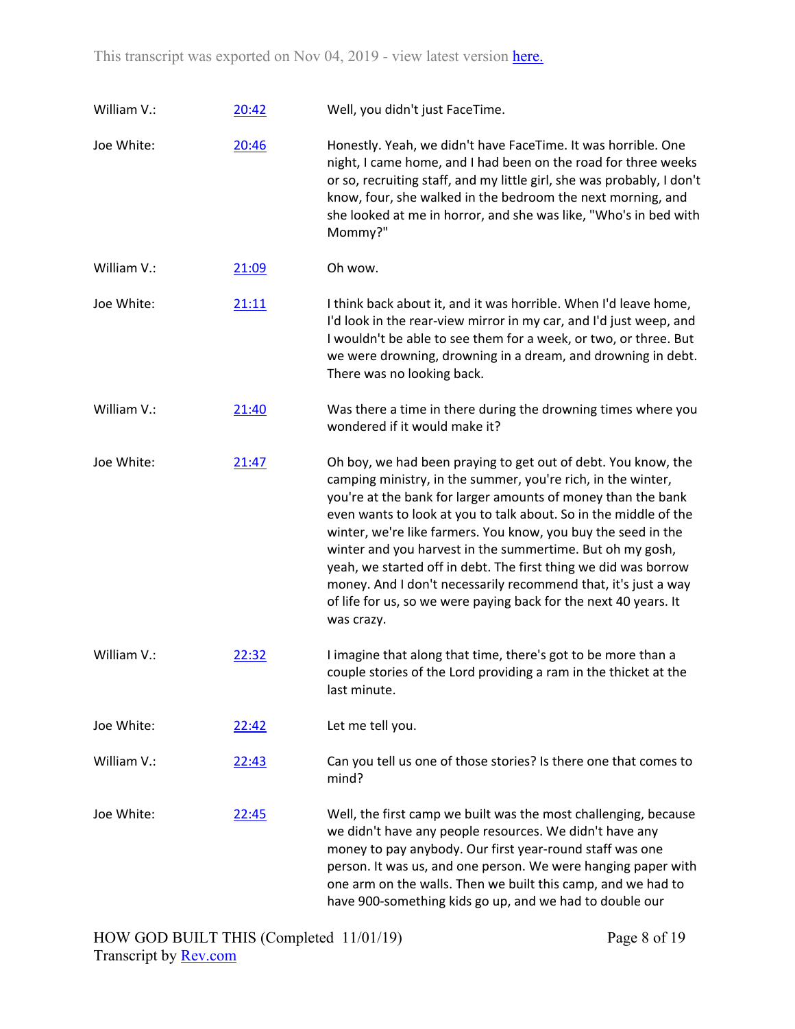| | | |
|---|---|---|
| William V.: | [20:42]() | Well, you didn't just FaceTime. |
| Joe White: | [20:46]() | Honestly. Yeah, we didn't have FaceTime. It was horrible. One night, I came home, and I had been on the road for three weeks or so, recruiting staff, and my little girl, she was probably, I don't know, four, she walked in the bedroom the next morning, and she looked at me in horror, and she was like, "Who's in bed with Mommy?" |
| William V.: | [21:09]() | Oh wow. |
| Joe White: | [21:11]() | I think back about it, and it was horrible. When I'd leave home, I'd look in the rear-view mirror in my car, and I'd just weep, and I wouldn't be able to see them for a week, or two, or three. But we were drowning, drowning in a dream, and drowning in debt. There was no looking back. |
| William V.: | [21:40]() | Was there a time in there during the drowning times where you wondered if it would make it? |
| Joe White: | [21:47]() | Oh boy, we had been praying to get out of debt. You know, the camping ministry, in the summer, you're rich, in the winter, you're at the bank for larger amounts of money than the bank even wants to look at you to talk about. So in the middle of the winter, we're like farmers. You know, you buy the seed in the winter and you harvest in the summertime. But oh my gosh, yeah, we started off in debt. The first thing we did was borrow money. And I don't necessarily recommend that, it's just a way of life for us, so we were paying back for the next 40 years. It was crazy. |
| William V.: | [22:32]() | I imagine that along that time, there's got to be more than a couple stories of the Lord providing a ram in the thicket at the last minute. |
| Joe White: | [22:42]() | Let me tell you. |
| William V.: | [22:43]() | Can you tell us one of those stories? Is there one that comes to mind? |
| Joe White: | [22:45]() | Well, the first camp we built was the most challenging, because we didn't have any people resources. We didn't have any money to pay anybody. Our first year-round staff was one person. It was us, and one person. We were hanging paper with one arm on the walls. Then we built this camp, and we had to have 900-something kids go up, and we had to double our |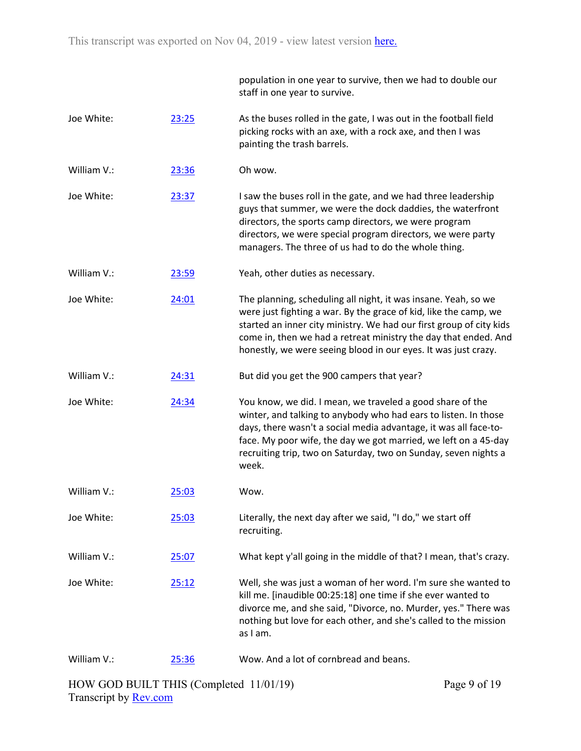population in one year to survive, then we had to double our staff in one year to survive.

| | | |
|---|---|---|
| Joe White: | [23:25](#) | As the buses rolled in the gate, I was out in the football field picking rocks with an axe, with a rock axe, and then I was painting the trash barrels. |
| William V.: | [23:36](#) | Oh wow. |
| Joe White: | [23:37](#) | I saw the buses roll in the gate, and we had three leadership guys that summer, we were the dock daddies, the waterfront directors, the sports camp directors, we were program directors, we were special program directors, we were party managers. The three of us had to do the whole thing. |
| William V.: | [23:59](#) | Yeah, other duties as necessary. |
| Joe White: | [24:01](#) | The planning, scheduling all night, it was insane. Yeah, so we were just fighting a war. By the grace of kid, like the camp, we started an inner city ministry. We had our first group of city kids come in, then we had a retreat ministry the day that ended. And honestly, we were seeing blood in our eyes. It was just crazy. |
| William V.: | [24:31](#) | But did you get the 900 campers that year? |
| Joe White: | [24:34](#) | You know, we did. I mean, we traveled a good share of the winter, and talking to anybody who had ears to listen. In those days, there wasn't a social media advantage, it was all face-to-face. My poor wife, the day we got married, we left on a 45-day recruiting trip, two on Saturday, two on Sunday, seven nights a week. |
| William V.: | [25:03](#) | Wow. |
| Joe White: | [25:03](#) | Literally, the next day after we said, "I do," we start off recruiting. |
| William V.: | [25:07](#) | What kept y'all going in the middle of that? I mean, that's crazy. |
| Joe White: | [25:12](#) | Well, she was just a woman of her word. I'm sure she wanted to kill me. [inaudible 00:25:18] one time if she ever wanted to divorce me, and she said, "Divorce, no. Murder, yes." There was nothing but love for each other, and she's called to the mission as I am. |
| William V.: | [25:36](#) | Wow. And a lot of cornbread and beans. |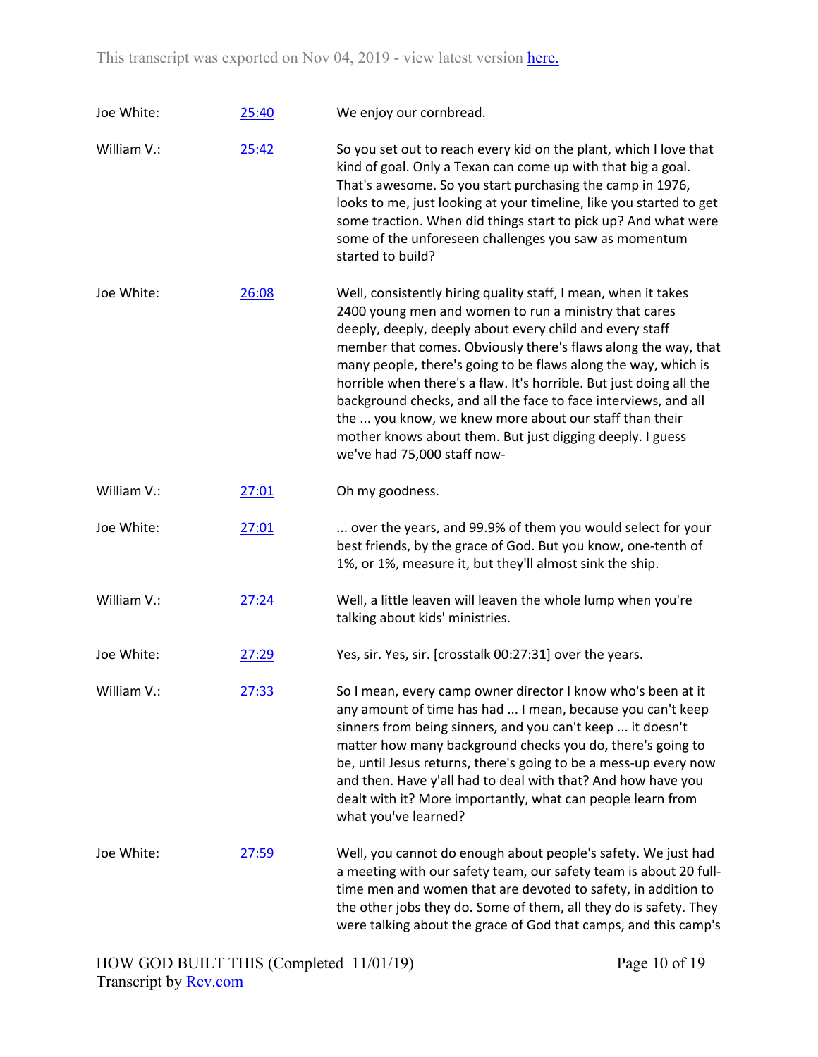| | | |
|---|---|---|
| Joe White: | 25:40 | We enjoy our cornbread. |
| William V.: | 25:42 | So you set out to reach every kid on the plant, which I love that kind of goal. Only a Texan can come up with that big a goal. That's awesome. So you start purchasing the camp in 1976, looks to me, just looking at your timeline, like you started to get some traction. When did things start to pick up? And what were some of the unforeseen challenges you saw as momentum started to build? |
| Joe White: | 26:08 | Well, consistently hiring quality staff, I mean, when it takes 2400 young men and women to run a ministry that cares deeply, deeply, deeply about every child and every staff member that comes. Obviously there's flaws along the way, that many people, there's going to be flaws along the way, which is horrible when there's a flaw. It's horrible. But just doing all the background checks, and all the face to face interviews, and all the ... you know, we knew more about our staff than their mother knows about them. But just digging deeply. I guess we've had 75,000 staff now- |
| William V.: | 27:01 | Oh my goodness. |
| Joe White: | 27:01 | ... over the years, and 99.9% of them you would select for your best friends, by the grace of God. But you know, one-tenth of 1%, or 1%, measure it, but they'll almost sink the ship. |
| William V.: | 27:24 | Well, a little leaven will leaven the whole lump when you're talking about kids' ministries. |
| Joe White: | 27:29 | Yes, sir. Yes, sir. [crosstalk 00:27:31] over the years. |
| William V.: | 27:33 | So I mean, every camp owner director I know who's been at it any amount of time has had ... I mean, because you can't keep sinners from being sinners, and you can't keep ... it doesn't matter how many background checks you do, there's going to be, until Jesus returns, there's going to be a mess-up every now and then. Have y'all had to deal with that? And how have you dealt with it? More importantly, what can people learn from what you've learned? |
| Joe White: | 27:59 | Well, you cannot do enough about people's safety. We just had a meeting with our safety team, our safety team is about 20 full-time men and women that are devoted to safety, in addition to the other jobs they do. Some of them, all they do is safety. They were talking about the grace of God that camps, and this camp's |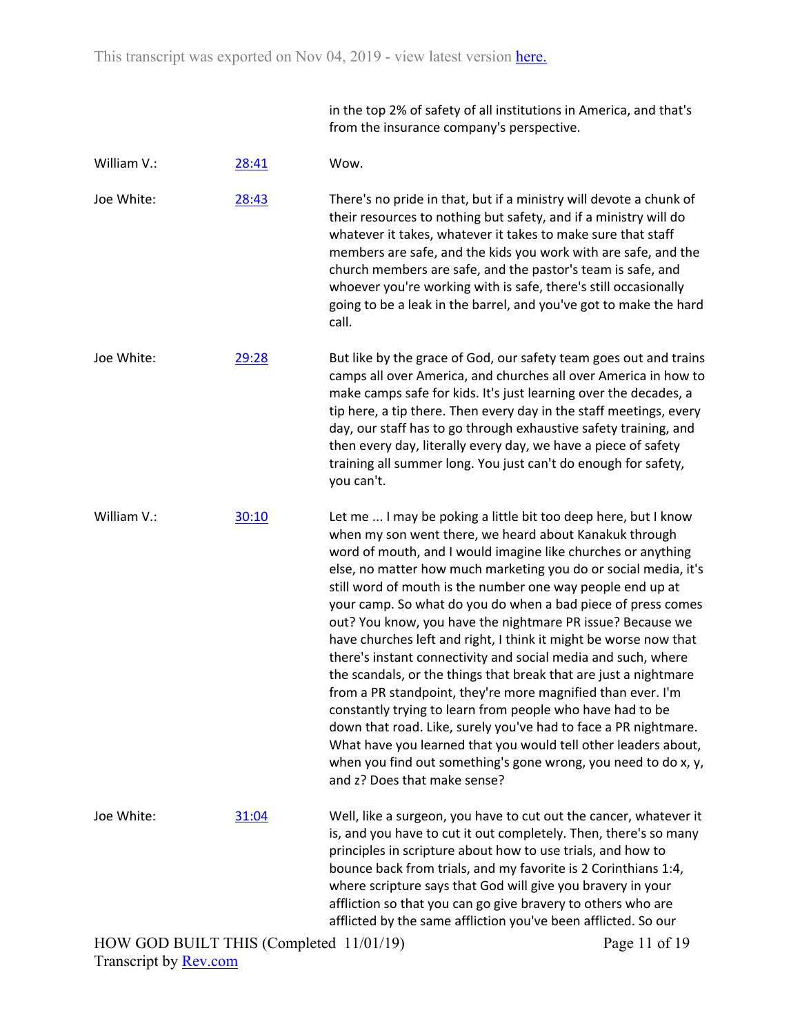in the top 2% of safety of all institutions in America, and that's from the insurance company's perspective.

| | | |
|---|---|---|
| William V.: | 28:41 | Wow. |
| Joe White: | 28:43 | There's no pride in that, but if a ministry will devote a chunk of their resources to nothing but safety, and if a ministry will do whatever it takes, whatever it takes to make sure that staff members are safe, and the kids you work with are safe, and the church members are safe, and the pastor's team is safe, and whoever you're working with is safe, there's still occasionally going to be a leak in the barrel, and you've got to make the hard call. |
| Joe White: | 29:28 | But like by the grace of God, our safety team goes out and trains camps all over America, and churches all over America in how to make camps safe for kids. It's just learning over the decades, a tip here, a tip there. Then every day in the staff meetings, every day, our staff has to go through exhaustive safety training, and then every day, literally every day, we have a piece of safety training all summer long. You just can't do enough for safety, you can't. |
| William V.: | 30:10 | Let me ... I may be poking a little bit too deep here, but I know when my son went there, we heard about Kanakuk through word of mouth, and I would imagine like churches or anything else, no matter how much marketing you do or social media, it's still word of mouth is the number one way people end up at your camp. So what do you do when a bad piece of press comes out? You know, you have the nightmare PR issue? Because we have churches left and right, I think it might be worse now that there's instant connectivity and social media and such, where the scandals, or the things that break that are just a nightmare from a PR standpoint, they're more magnified than ever. I'm constantly trying to learn from people who have had to be down that road. Like, surely you've had to face a PR nightmare. What have you learned that you would tell other leaders about, when you find out something's gone wrong, you need to do x, y, and z? Does that make sense? |
| Joe White: | 31:04 | Well, like a surgeon, you have to cut out the cancer, whatever it is, and you have to cut it out completely. Then, there's so many principles in scripture about how to use trials, and how to bounce back from trials, and my favorite is 2 Corinthians 1:4, where scripture says that God will give you bravery in your affliction so that you can go give bravery to others who are afflicted by the same affliction you've been afflicted. So our |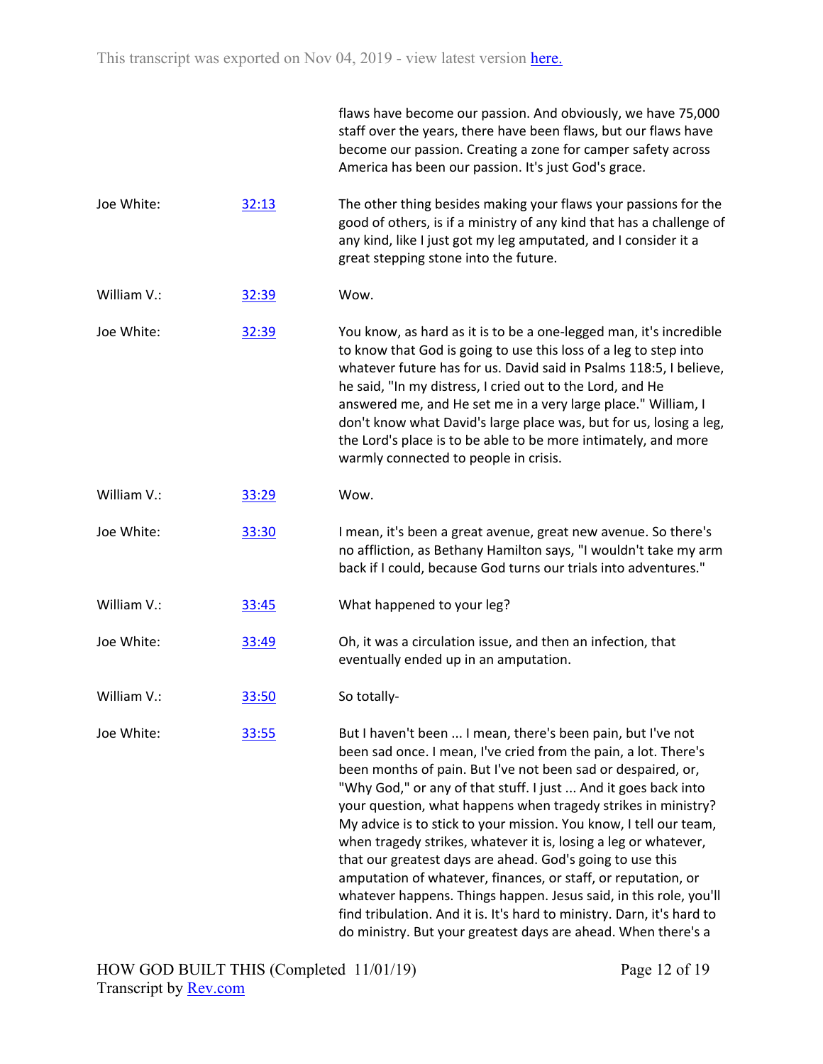| | | |
|---|---|---|
| | | flaws have become our passion. And obviously, we have 75,000 staff over the years, there have been flaws, but our flaws have become our passion. Creating a zone for camper safety across America has been our passion. It's just God's grace. |
| Joe White: | [32:13](https://www.rev.com/) | The other thing besides making your flaws your passions for the good of others, is if a ministry of any kind that has a challenge of any kind, like I just got my leg amputated, and I consider it a great stepping stone into the future. |
| William V.: | [32:39](https://www.rev.com/) | Wow. |
| Joe White: | [32:39](https://www.rev.com/) | You know, as hard as it is to be a one-legged man, it's incredible to know that God is going to use this loss of a leg to step into whatever future has for us. David said in Psalms 118:5, I believe, he said, "In my distress, I cried out to the Lord, and He answered me, and He set me in a very large place." William, I don't know what David's large place was, but for us, losing a leg, the Lord's place is to be able to be more intimately, and more warmly connected to people in crisis. |
| William V.: | [33:29](https://www.rev.com/) | Wow. |
| Joe White: | [33:30](https://www.rev.com/) | I mean, it's been a great avenue, great new avenue. So there's no affliction, as Bethany Hamilton says, "I wouldn't take my arm back if I could, because God turns our trials into adventures." |
| William V.: | [33:45](https://www.rev.com/) | What happened to your leg? |
| Joe White: | [33:49](https://www.rev.com/) | Oh, it was a circulation issue, and then an infection, that eventually ended up in an amputation. |
| William V.: | [33:50](https://www.rev.com/) | So totally- |
| Joe White: | [33:55](https://www.rev.com/) | But I haven't been ... I mean, there's been pain, but I've not been sad once. I mean, I've cried from the pain, a lot. There's been months of pain. But I've not been sad or despaired, or, "Why God," or any of that stuff. I just ... And it goes back into your question, what happens when tragedy strikes in ministry? My advice is to stick to your mission. You know, I tell our team, when tragedy strikes, whatever it is, losing a leg or whatever, that our greatest days are ahead. God's going to use this amputation of whatever, finances, or staff, or reputation, or whatever happens. Things happen. Jesus said, in this role, you'll find tribulation. And it is. It's hard to ministry. Darn, it's hard to do ministry. But your greatest days are ahead. When there's a |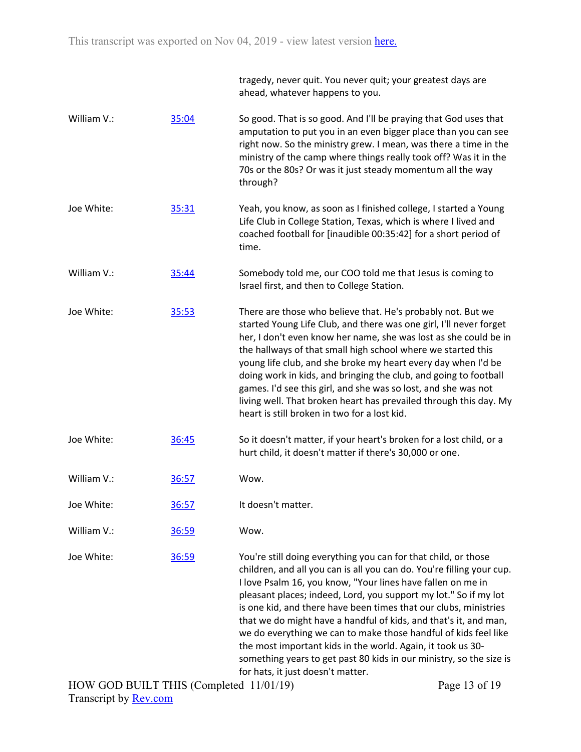tragedy, never quit. You never quit; your greatest days are ahead, whatever happens to you.

| | | |
|---|---|---|
| William V.: | 35:04 | So good. That is so good. And I'll be praying that God uses that amputation to put you in an even bigger place than you can see right now. So the ministry grew. I mean, was there a time in the ministry of the camp where things really took off? Was it in the 70s or the 80s? Or was it just steady momentum all the way through? |
| Joe White: | 35:31 | Yeah, you know, as soon as I finished college, I started a Young Life Club in College Station, Texas, which is where I lived and coached football for [inaudible 00:35:42] for a short period of time. |
| William V.: | 35:44 | Somebody told me, our COO told me that Jesus is coming to Israel first, and then to College Station. |
| Joe White: | 35:53 | There are those who believe that. He's probably not. But we started Young Life Club, and there was one girl, I'll never forget her, I don't even know her name, she was lost as she could be in the hallways of that small high school where we started this young life club, and she broke my heart every day when I'd be doing work in kids, and bringing the club, and going to football games. I'd see this girl, and she was so lost, and she was not living well. That broken heart has prevailed through this day. My heart is still broken in two for a lost kid. |
| Joe White: | 36:45 | So it doesn't matter, if your heart's broken for a lost child, or a hurt child, it doesn't matter if there's 30,000 or one. |
| William V.: | 36:57 | Wow. |
| Joe White: | 36:57 | It doesn't matter. |
| William V.: | 36:59 | Wow. |
| Joe White: | 36:59 | You're still doing everything you can for that child, or those children, and all you can is all you can do. You're filling your cup. I love Psalm 16, you know, "Your lines have fallen on me in pleasant places; indeed, Lord, you support my lot." So if my lot is one kid, and there have been times that our clubs, ministries that we do might have a handful of kids, and that's it, and man, we do everything we can to make those handful of kids feel like the most important kids in the world. Again, it took us 30-something years to get past 80 kids in our ministry, so the size is for hats, it just doesn't matter. |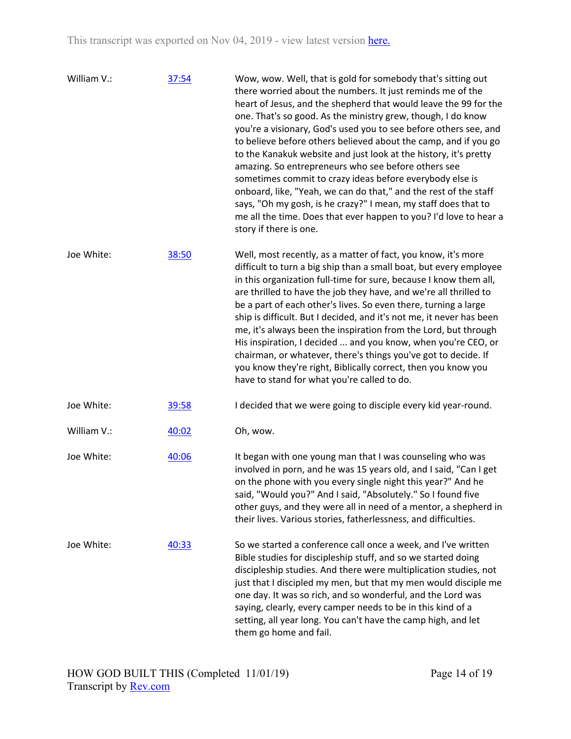| | | |
|---|---|---|
| William V.: | 37:54 | Wow, wow. Well, that is gold for somebody that's sitting out there worried about the numbers. It just reminds me of the heart of Jesus, and the shepherd that would leave the 99 for the one. That's so good. As the ministry grew, though, I do know you're a visionary, God's used you to see before others see, and to believe before others believed about the camp, and if you go to the Kanakuk website and just look at the history, it's pretty amazing. So entrepreneurs who see before others see sometimes commit to crazy ideas before everybody else is onboard, like, "Yeah, we can do that," and the rest of the staff says, "Oh my gosh, is he crazy?" I mean, my staff does that to me all the time. Does that ever happen to you? I'd love to hear a story if there is one. |
| Joe White: | 38:50 | Well, most recently, as a matter of fact, you know, it's more difficult to turn a big ship than a small boat, but every employee in this organization full-time for sure, because I know them all, are thrilled to have the job they have, and we're all thrilled to be a part of each other's lives. So even there, turning a large ship is difficult. But I decided, and it's not me, it never has been me, it's always been the inspiration from the Lord, but through His inspiration, I decided ... and you know, when you're CEO, or chairman, or whatever, there's things you've got to decide. If you know they're right, Biblically correct, then you know you have to stand for what you're called to do. |
| Joe White: | 39:58 | I decided that we were going to disciple every kid year-round. |
| William V.: | 40:02 | Oh, wow. |
| Joe White: | 40:06 | It began with one young man that I was counseling who was involved in porn, and he was 15 years old, and I said, "Can I get on the phone with you every single night this year?" And he said, "Would you?" And I said, "Absolutely." So I found five other guys, and they were all in need of a mentor, a shepherd in their lives. Various stories, fatherlessness, and difficulties. |
| Joe White: | 40:33 | So we started a conference call once a week, and I've written Bible studies for discipleship stuff, and so we started doing discipleship studies. And there were multiplication studies, not just that I discipled my men, but that my men would disciple me one day. It was so rich, and so wonderful, and the Lord was saying, clearly, every camper needs to be in this kind of a setting, all year long. You can't have the camp high, and let them go home and fail. |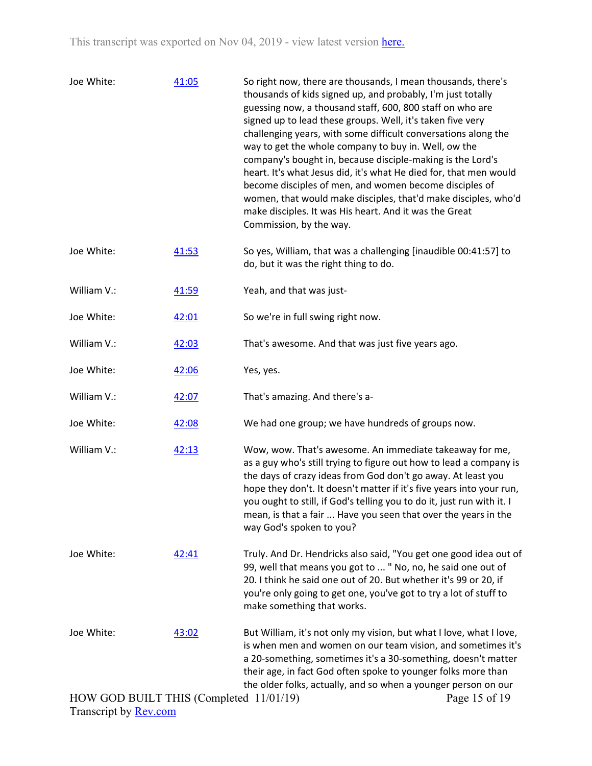| | | |
|---|---|---|
| Joe White: | [41:05]() | So right now, there are thousands, I mean thousands, there's thousands of kids signed up, and probably, I'm just totally guessing now, a thousand staff, 600, 800 staff on who are signed up to lead these groups. Well, it's taken five very challenging years, with some difficult conversations along the way to get the whole company to buy in. Well, ow the company's bought in, because disciple-making is the Lord's heart. It's what Jesus did, it's what He died for, that men would become disciples of men, and women become disciples of women, that would make disciples, that'd make disciples, who'd make disciples. It was His heart. And it was the Great Commission, by the way. |
| Joe White: | [41:53]() | So yes, William, that was a challenging [inaudible 00:41:57] to do, but it was the right thing to do. |
| William V.: | [41:59]() | Yeah, and that was just- |
| Joe White: | [42:01]() | So we're in full swing right now. |
| William V.: | [42:03]() | That's awesome. And that was just five years ago. |
| Joe White: | [42:06]() | Yes, yes. |
| William V.: | [42:07]() | That's amazing. And there's a- |
| Joe White: | [42:08]() | We had one group; we have hundreds of groups now. |
| William V.: | [42:13]() | Wow, wow. That's awesome. An immediate takeaway for me, as a guy who's still trying to figure out how to lead a company is the days of crazy ideas from God don't go away. At least you hope they don't. It doesn't matter if it's five years into your run, you ought to still, if God's telling you to do it, just run with it. I mean, is that a fair ... Have you seen that over the years in the way God's spoken to you? |
| Joe White: | [42:41]() | Truly. And Dr. Hendricks also said, "You get one good idea out of 99, well that means you got to ... " No, no, he said one out of 20. I think he said one out of 20. But whether it's 99 or 20, if you're only going to get one, you've got to try a lot of stuff to make something that works. |
| Joe White: | [43:02]() | But William, it's not only my vision, but what I love, what I love, is when men and women on our team vision, and sometimes it's a 20-something, sometimes it's a 30-something, doesn't matter their age, in fact God often spoke to younger folks more than the older folks, actually, and so when a younger person on our |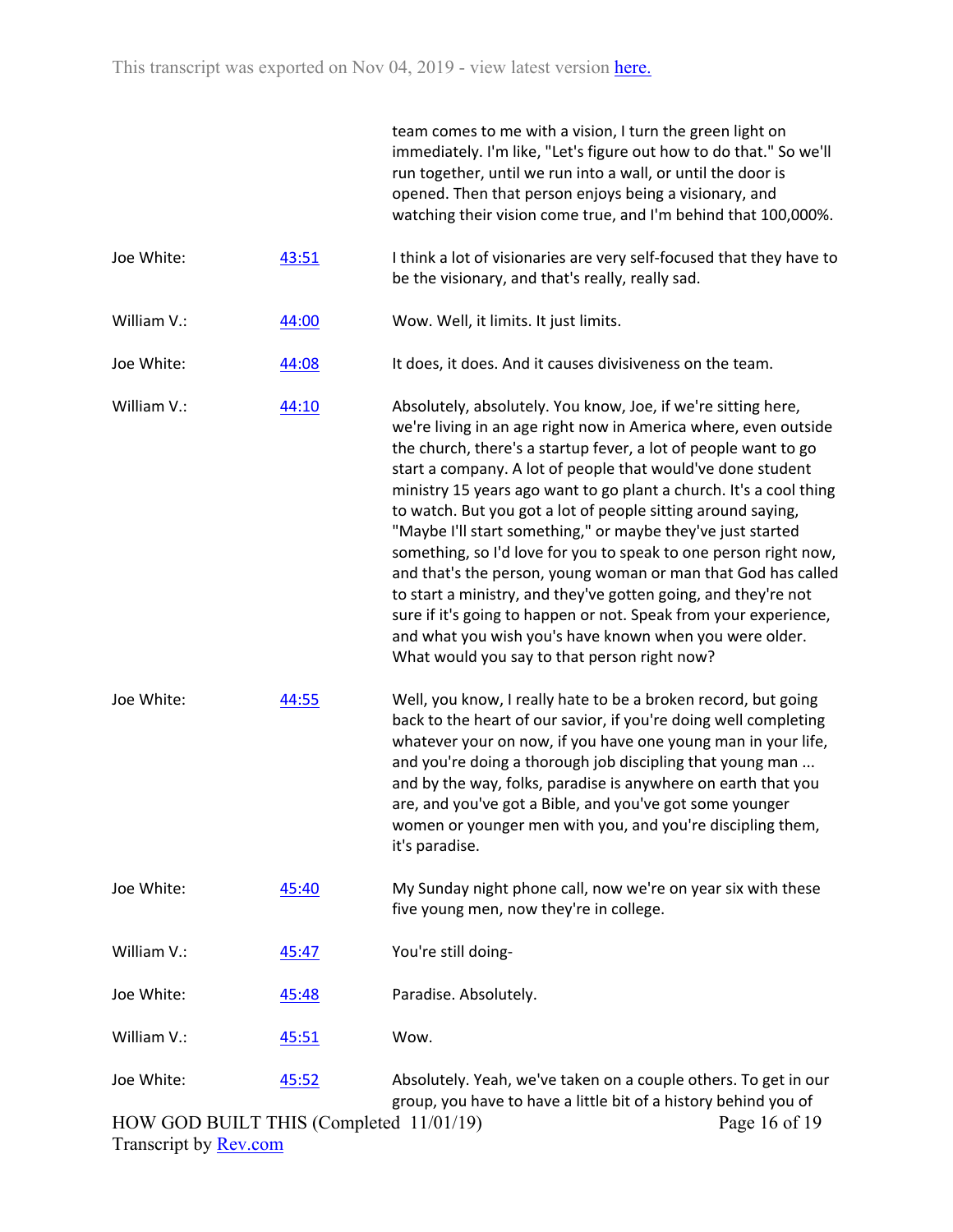| | | team comes to me with a vision, I turn the green light on immediately. I'm like, "Let's figure out how to do that." So we'll run together, until we run into a wall, or until the door is opened. Then that person enjoys being a visionary, and watching their vision come true, and I'm behind that 100,000%. |
|---|---|---|
| Joe White: | 43:51 | I think a lot of visionaries are very self-focused that they have to be the visionary, and that's really, really sad. |
| William V.: | 44:00 | Wow. Well, it limits. It just limits. |
| Joe White: | 44:08 | It does, it does. And it causes divisiveness on the team. |
| William V.: | 44:10 | Absolutely, absolutely. You know, Joe, if we're sitting here, we're living in an age right now in America where, even outside the church, there's a startup fever, a lot of people want to go start a company. A lot of people that would've done student ministry 15 years ago want to go plant a church. It's a cool thing to watch. But you got a lot of people sitting around saying, "Maybe I'll start something," or maybe they've just started something, so I'd love for you to speak to one person right now, and that's the person, young woman or man that God has called to start a ministry, and they've gotten going, and they're not sure if it's going to happen or not. Speak from your experience, and what you wish you's have known when you were older. What would you say to that person right now? |
| Joe White: | 44:55 | Well, you know, I really hate to be a broken record, but going back to the heart of our savior, if you're doing well completing whatever your on now, if you have one young man in your life, and you're doing a thorough job discipling that young man ... and by the way, folks, paradise is anywhere on earth that you are, and you've got a Bible, and you've got some younger women or younger men with you, and you're discipling them, it's paradise. |
| Joe White: | 45:40 | My Sunday night phone call, now we're on year six with these five young men, now they're in college. |
| William V.: | 45:47 | You're still doing- |
| Joe White: | 45:48 | Paradise. Absolutely. |
| William V.: | 45:51 | Wow. |
| Joe White: | 45:52 | Absolutely. Yeah, we've taken on a couple others. To get in our group, you have to have a little bit of a history behind you of |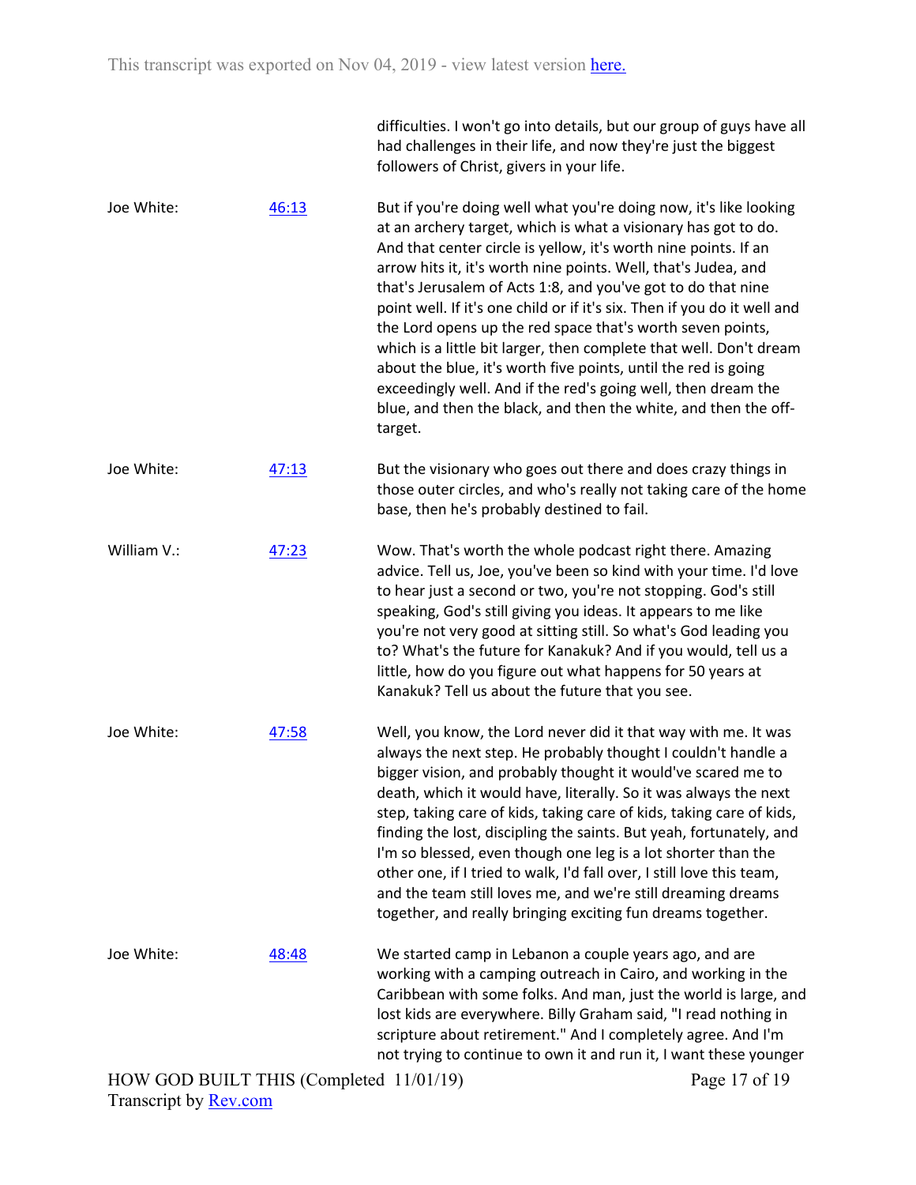difficulties. I won't go into details, but our group of guys have all had challenges in their life, and now they're just the biggest followers of Christ, givers in your life.

Joe White: 46:13

But if you're doing well what you're doing now, it's like looking at an archery target, which is what a visionary has got to do. And that center circle is yellow, it's worth nine points. If an arrow hits it, it's worth nine points. Well, that's Judea, and that's Jerusalem of Acts 1:8, and you've got to do that nine point well. If it's one child or if it's six. Then if you do it well and the Lord opens up the red space that's worth seven points, which is a little bit larger, then complete that well. Don't dream about the blue, it's worth five points, until the red is going exceedingly well. And if the red's going well, then dream the blue, and then the black, and then the white, and then the off-target.

Joe White: 47:13

But the visionary who goes out there and does crazy things in those outer circles, and who's really not taking care of the home base, then he's probably destined to fail.

William V.: 47:23

Wow. That's worth the whole podcast right there. Amazing advice. Tell us, Joe, you've been so kind with your time. I'd love to hear just a second or two, you're not stopping. God's still speaking, God's still giving you ideas. It appears to me like you're not very good at sitting still. So what's God leading you to? What's the future for Kanakuk? And if you would, tell us a little, how do you figure out what happens for 50 years at Kanakuk? Tell us about the future that you see.

Joe White: 47:58

Well, you know, the Lord never did it that way with me. It was always the next step. He probably thought I couldn't handle a bigger vision, and probably thought it would've scared me to death, which it would have, literally. So it was always the next step, taking care of kids, taking care of kids, taking care of kids, finding the lost, discipling the saints. But yeah, fortunately, and I'm so blessed, even though one leg is a lot shorter than the other one, if I tried to walk, I'd fall over, I still love this team, and the team still loves me, and we're still dreaming dreams together, and really bringing exciting fun dreams together.

Joe White: 48:48

We started camp in Lebanon a couple years ago, and are working with a camping outreach in Cairo, and working in the Caribbean with some folks. And man, just the world is large, and lost kids are everywhere. Billy Graham said, "I read nothing in scripture about retirement." And I completely agree. And I'm not trying to continue to own it and run it, I want these younger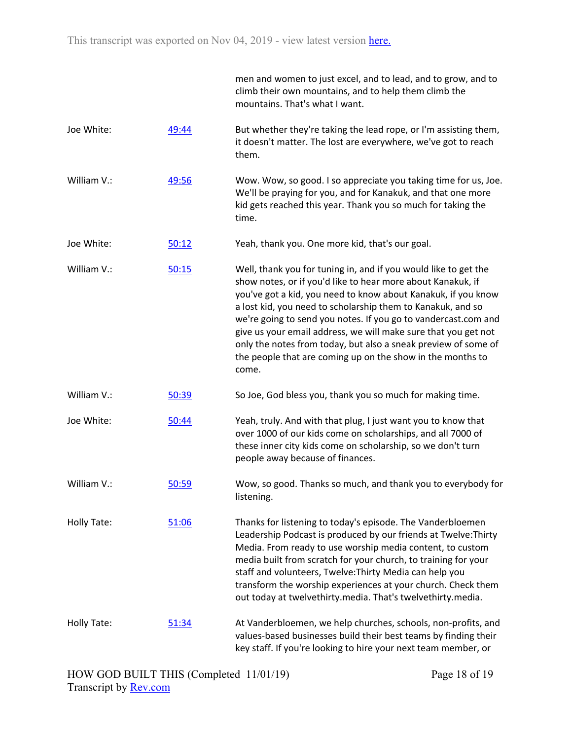| | | men and women to just excel, and to lead, and to grow, and to climb their own mountains, and to help them climb the mountains. That's what I want. |
|---|---|---|
| Joe White: | 49:44 | But whether they're taking the lead rope, or I'm assisting them, it doesn't matter. The lost are everywhere, we've got to reach them. |
| William V.: | 49:56 | Wow. Wow, so good. I so appreciate you taking time for us, Joe. We'll be praying for you, and for Kanakuk, and that one more kid gets reached this year. Thank you so much for taking the time. |
| Joe White: | 50:12 | Yeah, thank you. One more kid, that's our goal. |
| William V.: | 50:15 | Well, thank you for tuning in, and if you would like to get the show notes, or if you'd like to hear more about Kanakuk, if you've got a kid, you need to know about Kanakuk, if you know a lost kid, you need to scholarship them to Kanakuk, and so we're going to send you notes. If you go to vandercast.com and give us your email address, we will make sure that you get not only the notes from today, but also a sneak preview of some of the people that are coming up on the show in the months to come. |
| William V.: | 50:39 | So Joe, God bless you, thank you so much for making time. |
| Joe White: | 50:44 | Yeah, truly. And with that plug, I just want you to know that over 1000 of our kids come on scholarships, and all 7000 of these inner city kids come on scholarship, so we don't turn people away because of finances. |
| William V.: | 50:59 | Wow, so good. Thanks so much, and thank you to everybody for listening. |
| Holly Tate: | 51:06 | Thanks for listening to today's episode. The Vanderbloemen Leadership Podcast is produced by our friends at Twelve:Thirty Media. From ready to use worship media content, to custom media built from scratch for your church, to training for your staff and volunteers, Twelve:Thirty Media can help you transform the worship experiences at your church. Check them out today at twelvethirty.media. That's twelvethirty.media. |
| Holly Tate: | 51:34 | At Vanderbloemen, we help churches, schools, non-profits, and values-based businesses build their best teams by finding their key staff. If you're looking to hire your next team member, or |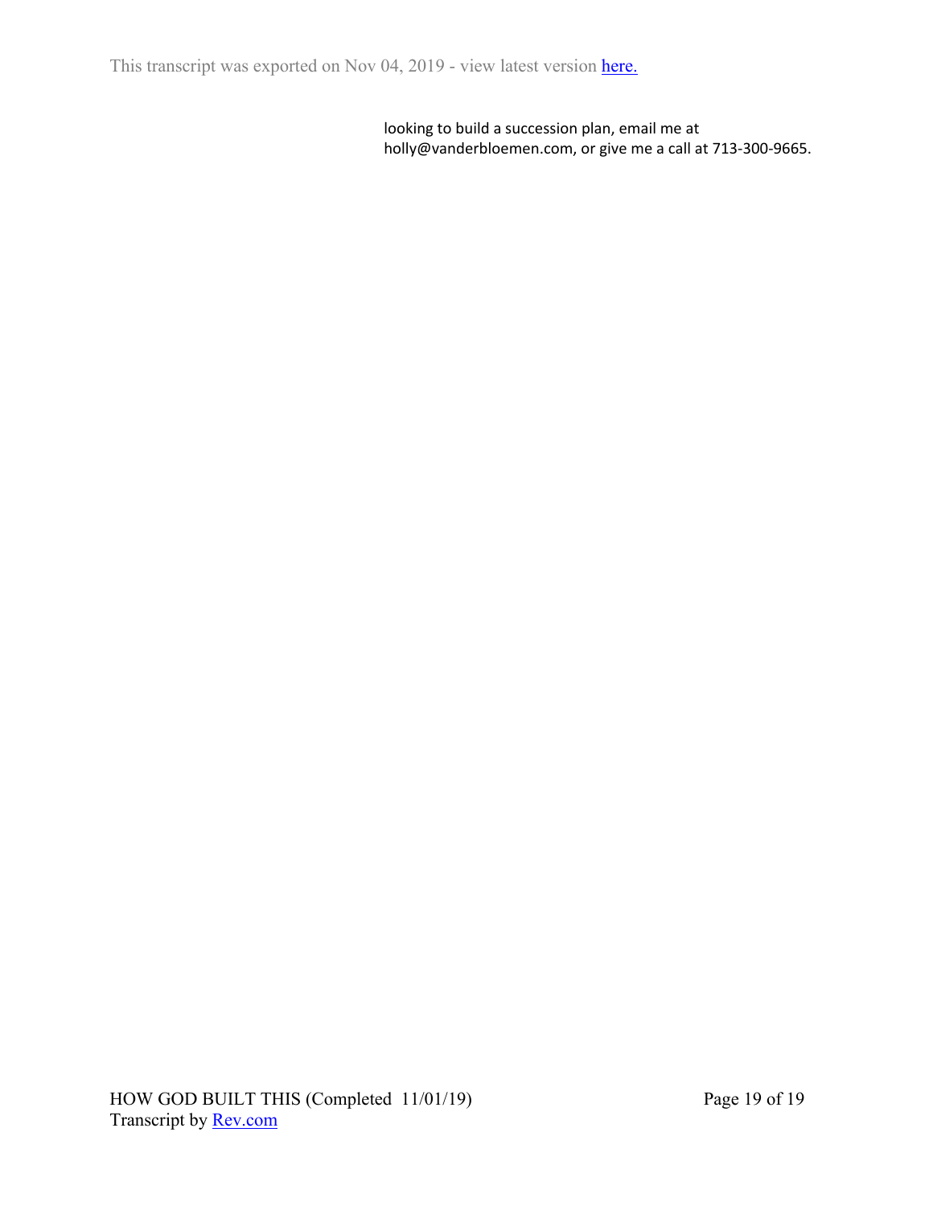looking to build a succession plan, email me at holly@vanderbloemen.com, or give me a call at 713-300-9665.